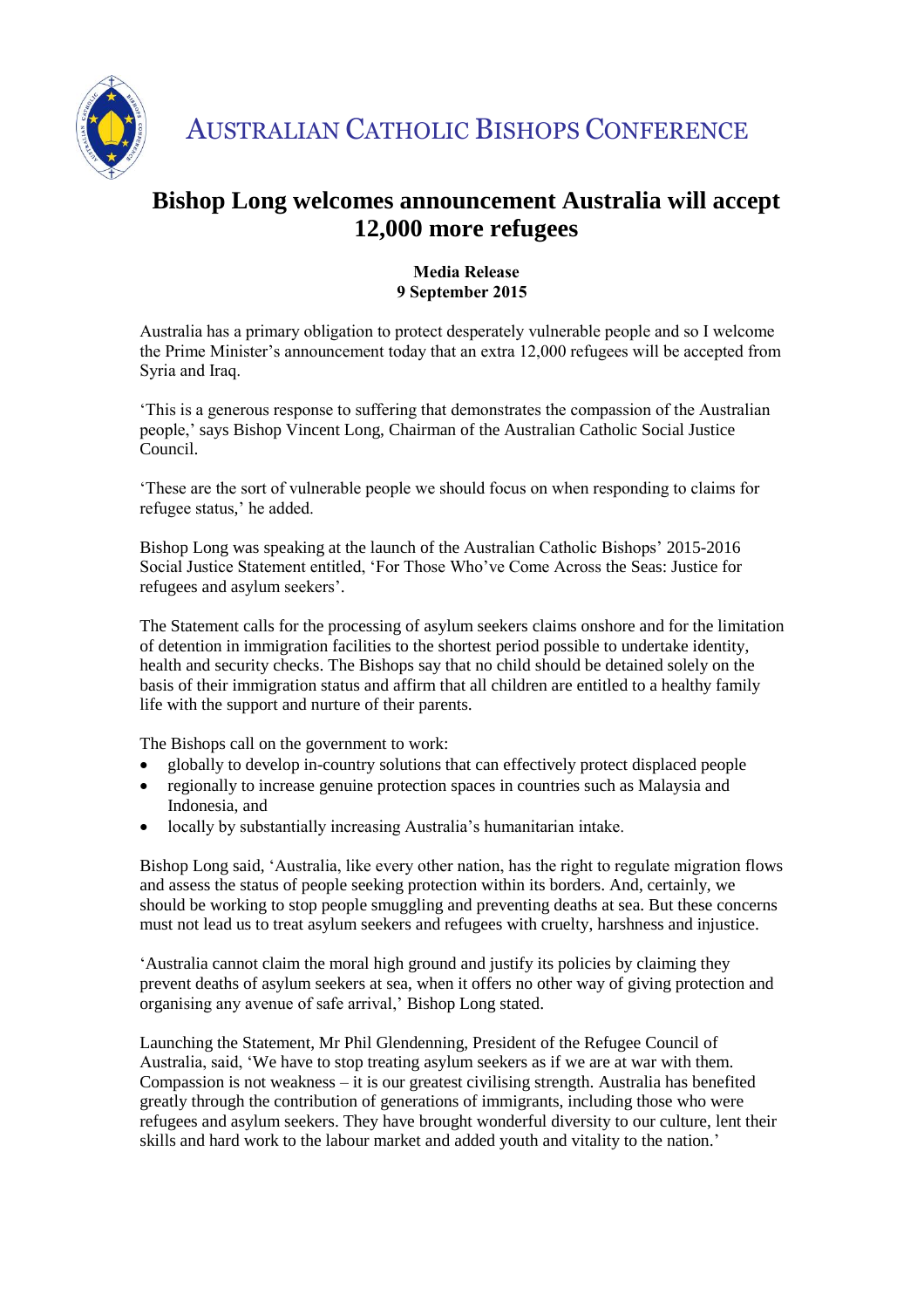AUSTRALIAN CATHOLIC BISHOPS CONFERENCE

# Bishop Long welcomes announcement Australia will accept 12,000 more refugees

**Media Release**
**9 September 2015**

Australia has a primary obligation to protect desperately vulnerable people and so I welcome the Prime Minister's announcement today that an extra 12,000 refugees will be accepted from Syria and Iraq.

'This is a generous response to suffering that demonstrates the compassion of the Australian people,' says Bishop Vincent Long, Chairman of the Australian Catholic Social Justice Council.

'These are the sort of vulnerable people we should focus on when responding to claims for refugee status,' he added.

Bishop Long was speaking at the launch of the Australian Catholic Bishops' 2015-2016 Social Justice Statement entitled, 'For Those Who've Come Across the Seas: Justice for refugees and asylum seekers'.

The Statement calls for the processing of asylum seekers claims onshore and for the limitation of detention in immigration facilities to the shortest period possible to undertake identity, health and security checks. The Bishops say that no child should be detained solely on the basis of their immigration status and affirm that all children are entitled to a healthy family life with the support and nurture of their parents.

The Bishops call on the government to work:

- globally to develop in-country solutions that can effectively protect displaced people
- regionally to increase genuine protection spaces in countries such as Malaysia and Indonesia, and
- locally by substantially increasing Australia's humanitarian intake.

Bishop Long said, 'Australia, like every other nation, has the right to regulate migration flows and assess the status of people seeking protection within its borders. And, certainly, we should be working to stop people smuggling and preventing deaths at sea. But these concerns must not lead us to treat asylum seekers and refugees with cruelty, harshness and injustice.

'Australia cannot claim the moral high ground and justify its policies by claiming they prevent deaths of asylum seekers at sea, when it offers no other way of giving protection and organising any avenue of safe arrival,' Bishop Long stated.

Launching the Statement, Mr Phil Glendenning, President of the Refugee Council of Australia, said, 'We have to stop treating asylum seekers as if we are at war with them. Compassion is not weakness – it is our greatest civilising strength. Australia has benefited greatly through the contribution of generations of immigrants, including those who were refugees and asylum seekers. They have brought wonderful diversity to our culture, lent their skills and hard work to the labour market and added youth and vitality to the nation.'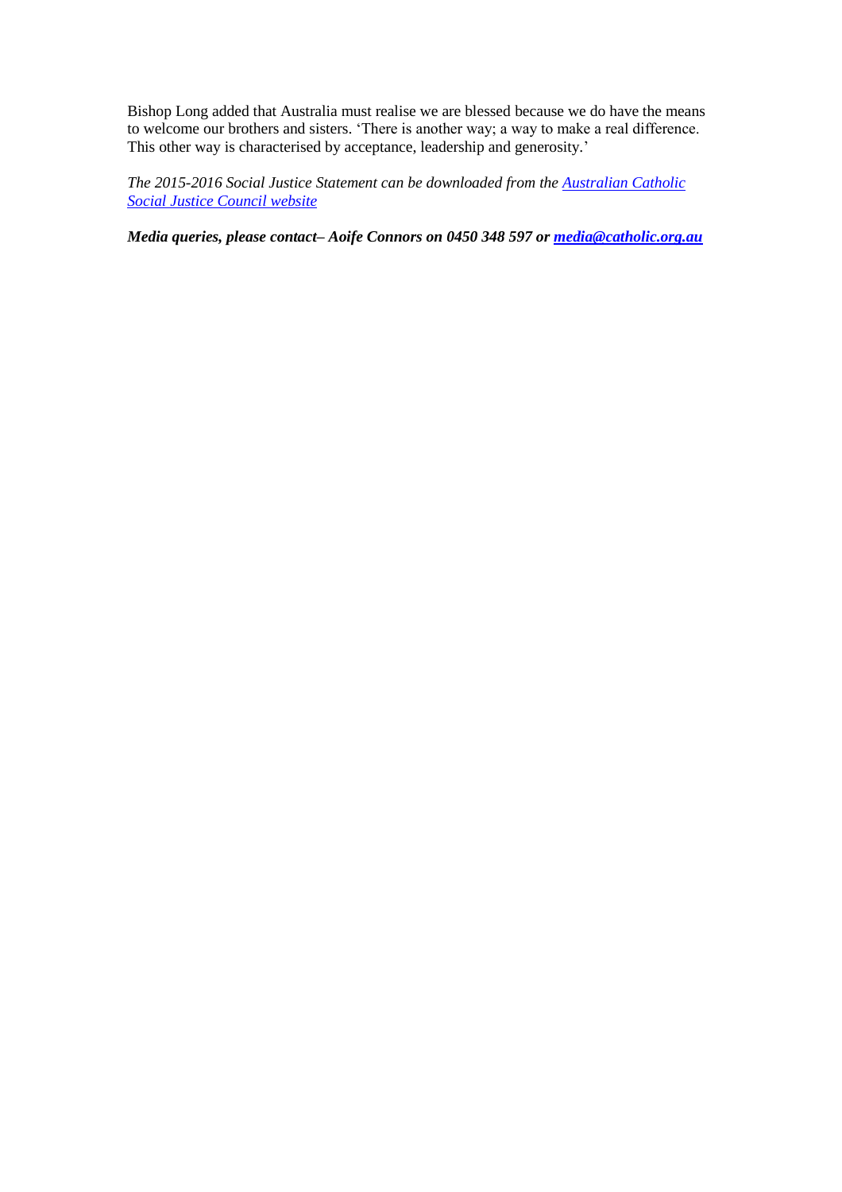Bishop Long added that Australia must realise we are blessed because we do have the means to welcome our brothers and sisters. 'There is another way; a way to make a real difference. This other way is characterised by acceptance, leadership and generosity.'

*The 2015-2016 Social Justice Statement can be downloaded from the [Australian Catholic Social Justice Council website]()*

***Media queries, please contact– Aoife Connors on 0450 348 597 or [media@catholic.org.au](mailto:media@catholic.org.au)***